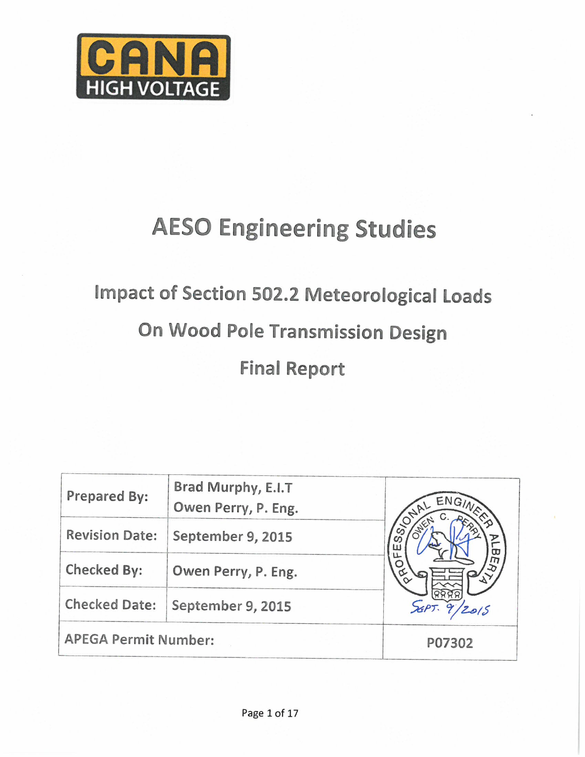CANA HIGH VOLTAGE

# AESO Engineering Studies

## Impact of Section 502.2 Meteorological Loads

## On Wood Pole Transmission Design

## Final Report

| | | |
|---|---|---|
| Prepared By: | Brad Murphy, E.I.T<br>Owen Perry, P. Eng. | PROFESSIONAL ENGINEER OWEN C. PERRY ALBERTA<br>Sept. 9/2015 |
| Revision Date: | September 9, 2015 | |
| Checked By: | Owen Perry, P. Eng. | |
| Checked Date: | September 9, 2015 | |
| APEGA Permit Number: | | P07302 |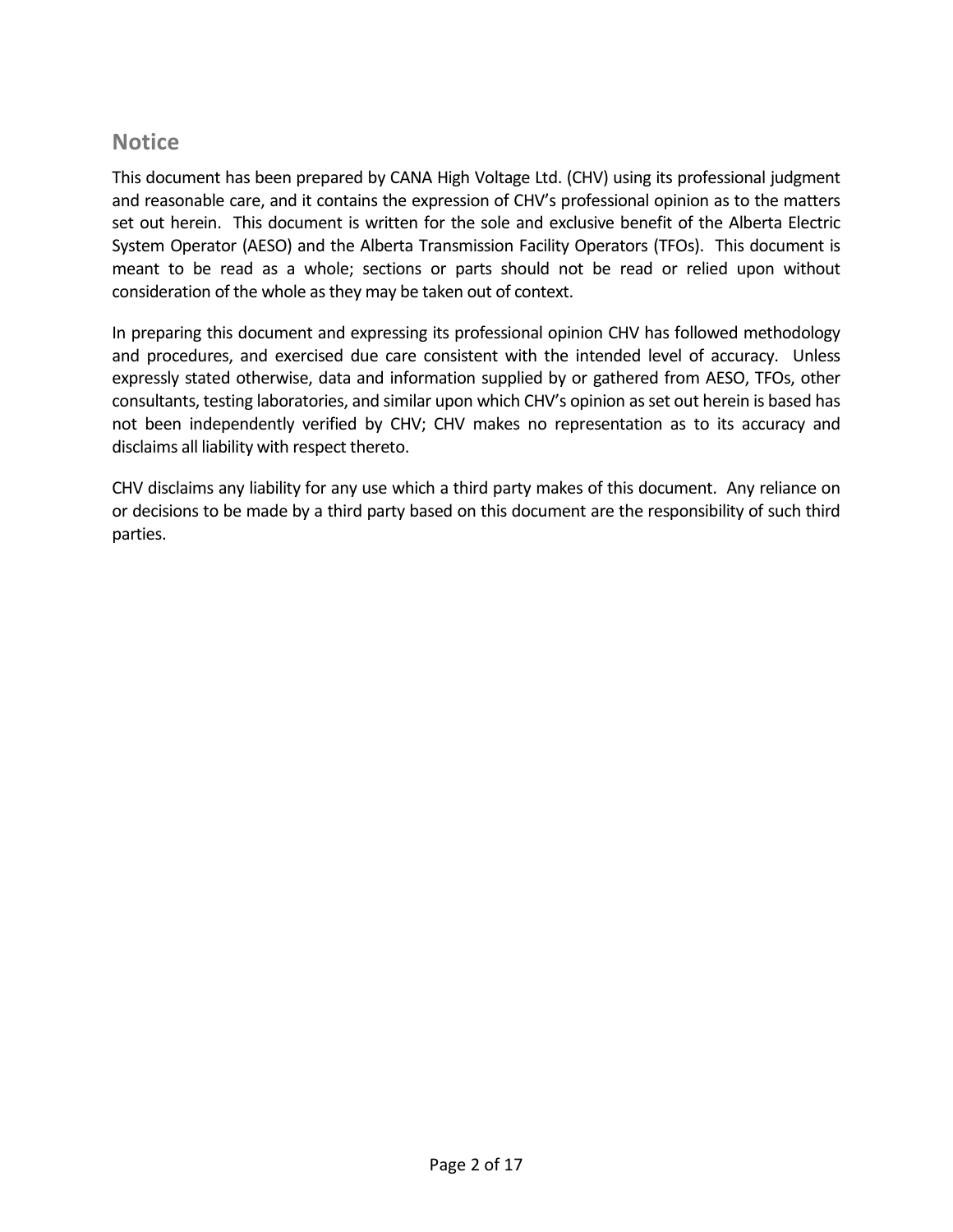## Notice

This document has been prepared by CANA High Voltage Ltd. (CHV) using its professional judgment and reasonable care, and it contains the expression of CHV's professional opinion as to the matters set out herein. This document is written for the sole and exclusive benefit of the Alberta Electric System Operator (AESO) and the Alberta Transmission Facility Operators (TFOs). This document is meant to be read as a whole; sections or parts should not be read or relied upon without consideration of the whole as they may be taken out of context.

In preparing this document and expressing its professional opinion CHV has followed methodology and procedures, and exercised due care consistent with the intended level of accuracy. Unless expressly stated otherwise, data and information supplied by or gathered from AESO, TFOs, other consultants, testing laboratories, and similar upon which CHV's opinion as set out herein is based has not been independently verified by CHV; CHV makes no representation as to its accuracy and disclaims all liability with respect thereto.

CHV disclaims any liability for any use which a third party makes of this document. Any reliance on or decisions to be made by a third party based on this document are the responsibility of such third parties.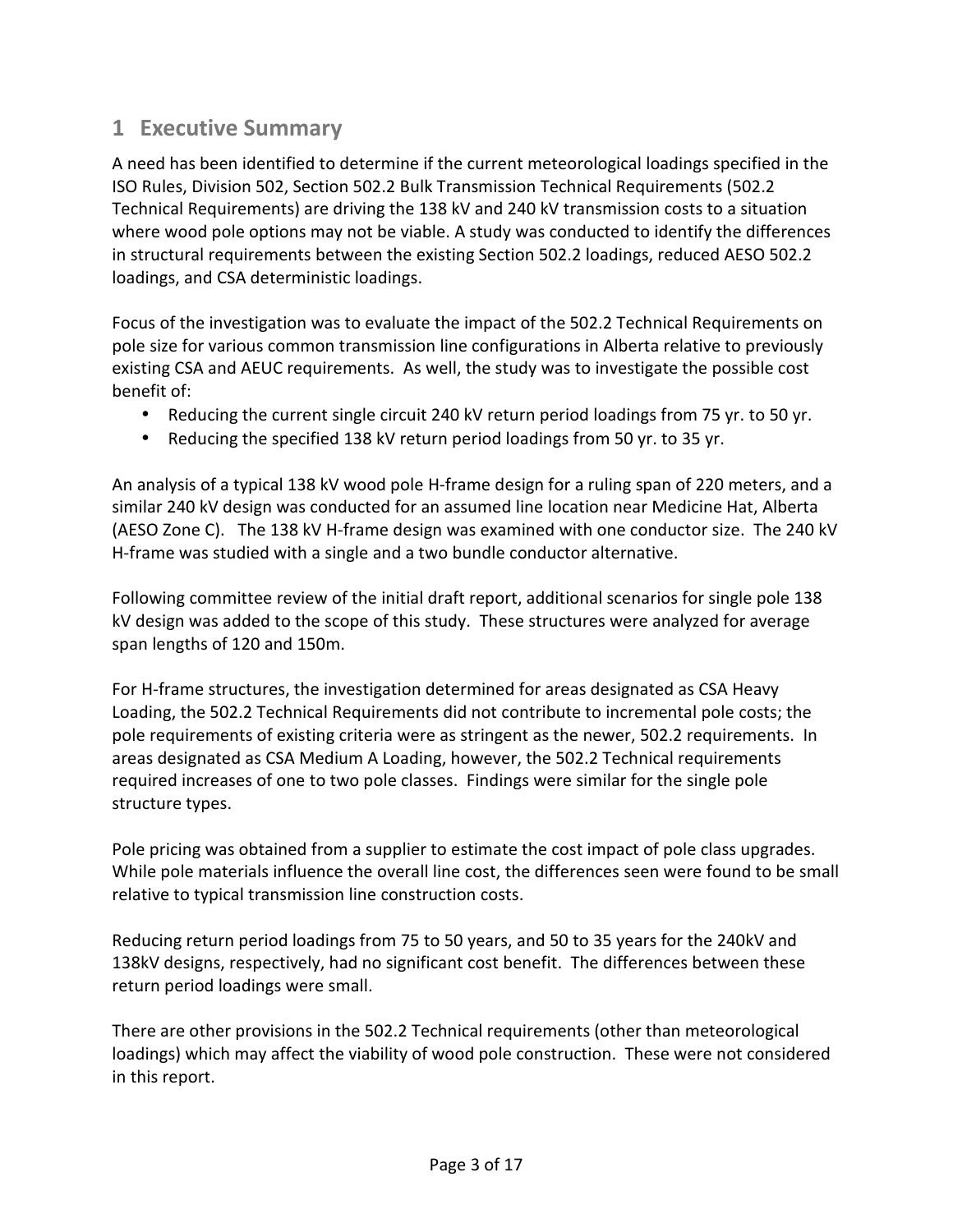# 1 Executive Summary

A need has been identified to determine if the current meteorological loadings specified in the ISO Rules, Division 502, Section 502.2 Bulk Transmission Technical Requirements (502.2 Technical Requirements) are driving the 138 kV and 240 kV transmission costs to a situation where wood pole options may not be viable. A study was conducted to identify the differences in structural requirements between the existing Section 502.2 loadings, reduced AESO 502.2 loadings, and CSA deterministic loadings.

Focus of the investigation was to evaluate the impact of the 502.2 Technical Requirements on pole size for various common transmission line configurations in Alberta relative to previously existing CSA and AEUC requirements. As well, the study was to investigate the possible cost benefit of:

- Reducing the current single circuit 240 kV return period loadings from 75 yr. to 50 yr.
- Reducing the specified 138 kV return period loadings from 50 yr. to 35 yr.

An analysis of a typical 138 kV wood pole H-frame design for a ruling span of 220 meters, and a similar 240 kV design was conducted for an assumed line location near Medicine Hat, Alberta (AESO Zone C). The 138 kV H-frame design was examined with one conductor size. The 240 kV H-frame was studied with a single and a two bundle conductor alternative.

Following committee review of the initial draft report, additional scenarios for single pole 138 kV design was added to the scope of this study. These structures were analyzed for average span lengths of 120 and 150m.

For H-frame structures, the investigation determined for areas designated as CSA Heavy Loading, the 502.2 Technical Requirements did not contribute to incremental pole costs; the pole requirements of existing criteria were as stringent as the newer, 502.2 requirements. In areas designated as CSA Medium A Loading, however, the 502.2 Technical requirements required increases of one to two pole classes. Findings were similar for the single pole structure types.

Pole pricing was obtained from a supplier to estimate the cost impact of pole class upgrades. While pole materials influence the overall line cost, the differences seen were found to be small relative to typical transmission line construction costs.

Reducing return period loadings from 75 to 50 years, and 50 to 35 years for the 240kV and 138kV designs, respectively, had no significant cost benefit. The differences between these return period loadings were small.

There are other provisions in the 502.2 Technical requirements (other than meteorological loadings) which may affect the viability of wood pole construction. These were not considered in this report.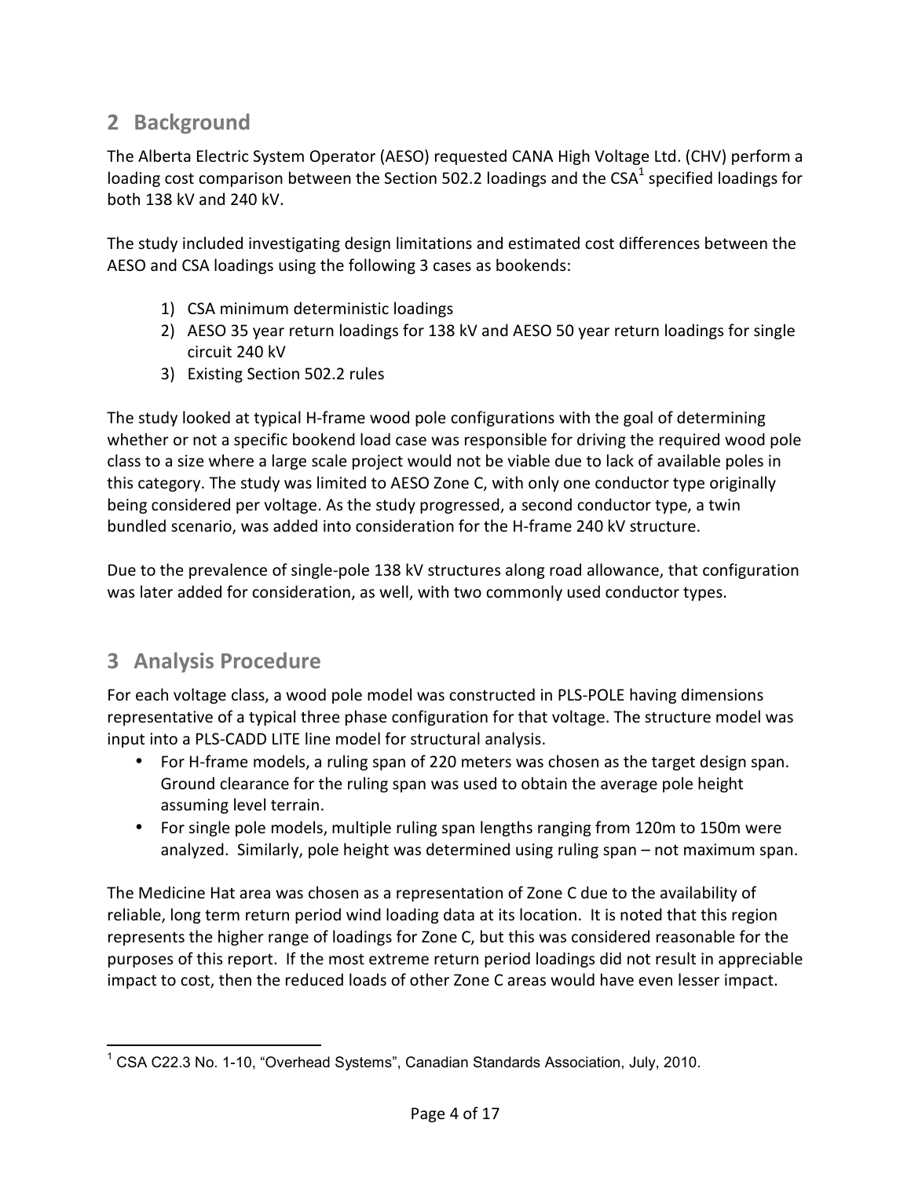## 2 Background

The Alberta Electric System Operator (AESO) requested CANA High Voltage Ltd. (CHV) perform a loading cost comparison between the Section 502.2 loadings and the CSA[1] specified loadings for both 138 kV and 240 kV.

The study included investigating design limitations and estimated cost differences between the AESO and CSA loadings using the following 3 cases as bookends:

1) CSA minimum deterministic loadings
2) AESO 35 year return loadings for 138 kV and AESO 50 year return loadings for single circuit 240 kV
3) Existing Section 502.2 rules

The study looked at typical H-frame wood pole configurations with the goal of determining whether or not a specific bookend load case was responsible for driving the required wood pole class to a size where a large scale project would not be viable due to lack of available poles in this category. The study was limited to AESO Zone C, with only one conductor type originally being considered per voltage. As the study progressed, a second conductor type, a twin bundled scenario, was added into consideration for the H-frame 240 kV structure.

Due to the prevalence of single-pole 138 kV structures along road allowance, that configuration was later added for consideration, as well, with two commonly used conductor types.

## 3 Analysis Procedure

For each voltage class, a wood pole model was constructed in PLS-POLE having dimensions representative of a typical three phase configuration for that voltage. The structure model was input into a PLS-CADD LITE line model for structural analysis.

- For H-frame models, a ruling span of 220 meters was chosen as the target design span. Ground clearance for the ruling span was used to obtain the average pole height assuming level terrain.
- For single pole models, multiple ruling span lengths ranging from 120m to 150m were analyzed. Similarly, pole height was determined using ruling span – not maximum span.

The Medicine Hat area was chosen as a representation of Zone C due to the availability of reliable, long term return period wind loading data at its location. It is noted that this region represents the higher range of loadings for Zone C, but this was considered reasonable for the purposes of this report. If the most extreme return period loadings did not result in appreciable impact to cost, then the reduced loads of other Zone C areas would have even lesser impact.

[1] CSA C22.3 No. 1-10, "Overhead Systems", Canadian Standards Association, July, 2010.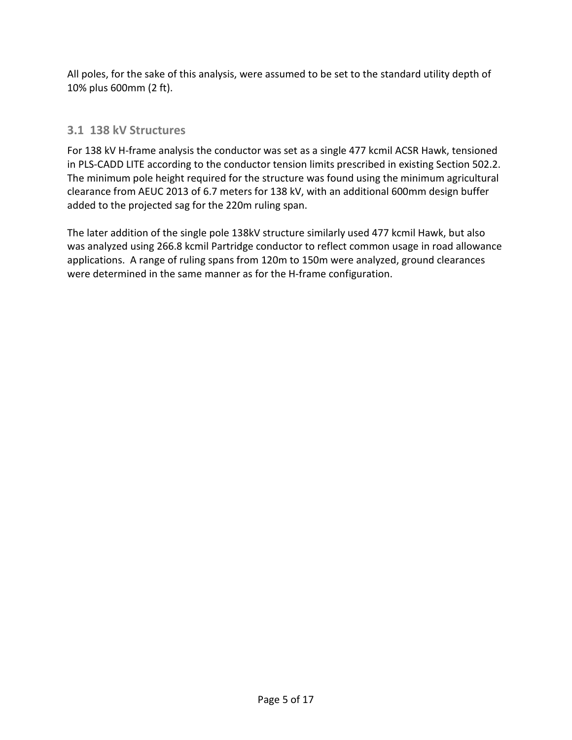All poles, for the sake of this analysis, were assumed to be set to the standard utility depth of 10% plus 600mm (2 ft).

## 3.1 138 kV Structures

For 138 kV H-frame analysis the conductor was set as a single 477 kcmil ACSR Hawk, tensioned in PLS-CADD LITE according to the conductor tension limits prescribed in existing Section 502.2. The minimum pole height required for the structure was found using the minimum agricultural clearance from AEUC 2013 of 6.7 meters for 138 kV, with an additional 600mm design buffer added to the projected sag for the 220m ruling span.

The later addition of the single pole 138kV structure similarly used 477 kcmil Hawk, but also was analyzed using 266.8 kcmil Partridge conductor to reflect common usage in road allowance applications. A range of ruling spans from 120m to 150m were analyzed, ground clearances were determined in the same manner as for the H-frame configuration.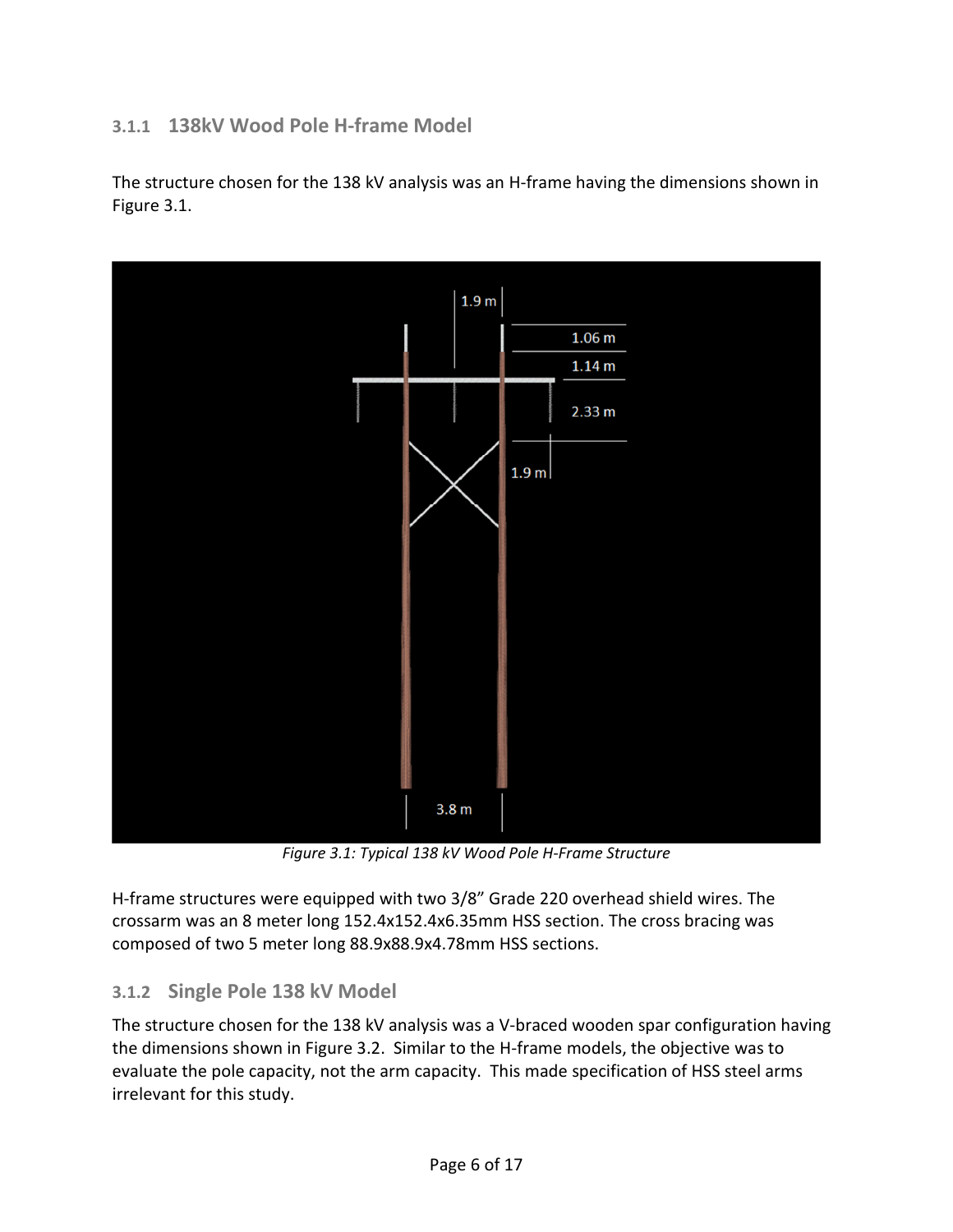### 3.1.1 138kV Wood Pole H-frame Model

The structure chosen for the 138 kV analysis was an H-frame having the dimensions shown in Figure 3.1.

*Figure 3.1: Typical 138 kV Wood Pole H-Frame Structure*

H-frame structures were equipped with two 3/8" Grade 220 overhead shield wires. The crossarm was an 8 meter long 152.4x152.4x6.35mm HSS section. The cross bracing was composed of two 5 meter long 88.9x88.9x4.78mm HSS sections.

### 3.1.2 Single Pole 138 kV Model

The structure chosen for the 138 kV analysis was a V-braced wooden spar configuration having the dimensions shown in Figure 3.2. Similar to the H-frame models, the objective was to evaluate the pole capacity, not the arm capacity. This made specification of HSS steel arms irrelevant for this study.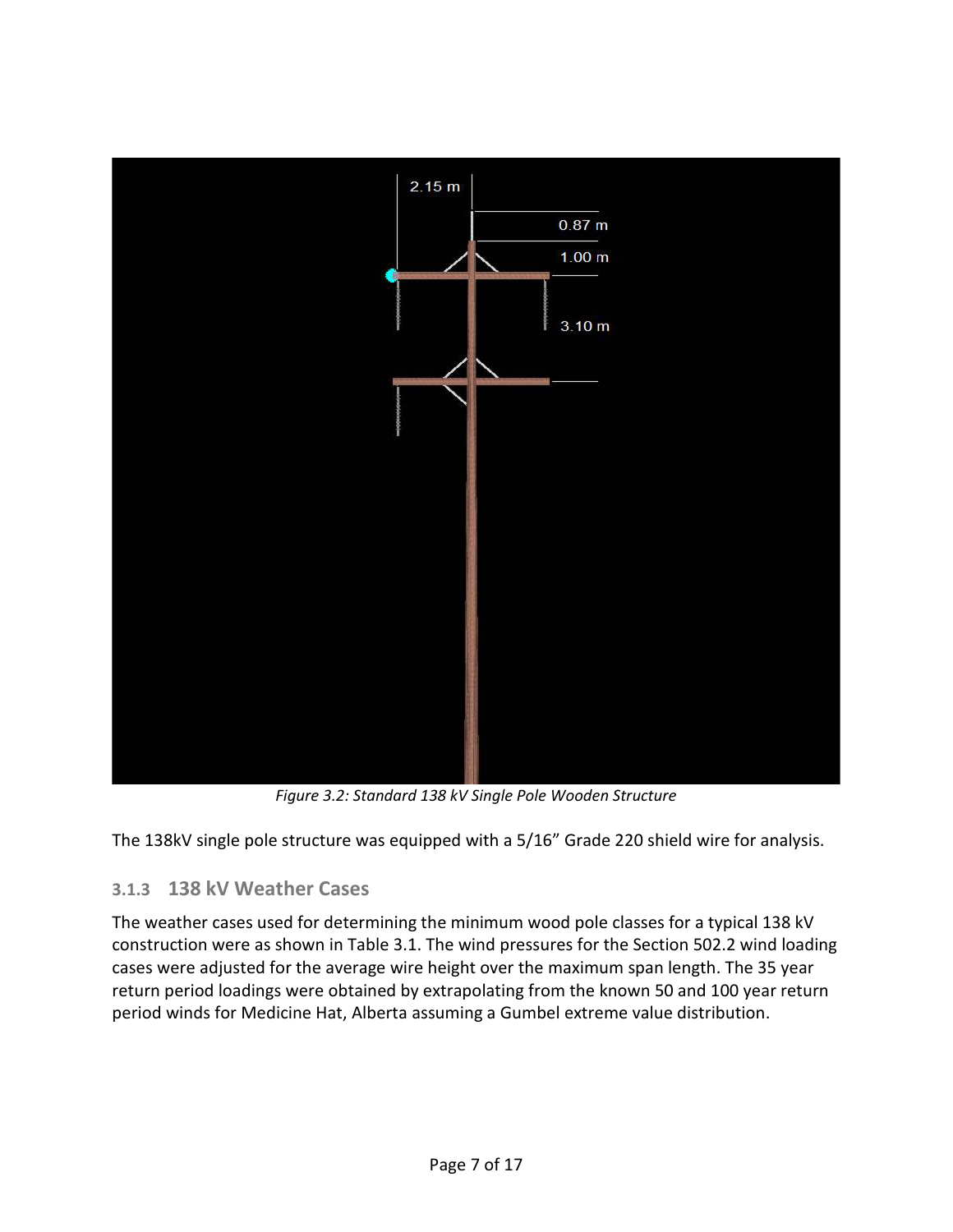*Figure 3.2: Standard 138 kV Single Pole Wooden Structure*

The 138kV single pole structure was equipped with a 5/16" Grade 220 shield wire for analysis.

### 3.1.3 138 kV Weather Cases

The weather cases used for determining the minimum wood pole classes for a typical 138 kV construction were as shown in Table 3.1. The wind pressures for the Section 502.2 wind loading cases were adjusted for the average wire height over the maximum span length. The 35 year return period loadings were obtained by extrapolating from the known 50 and 100 year return period winds for Medicine Hat, Alberta assuming a Gumbel extreme value distribution.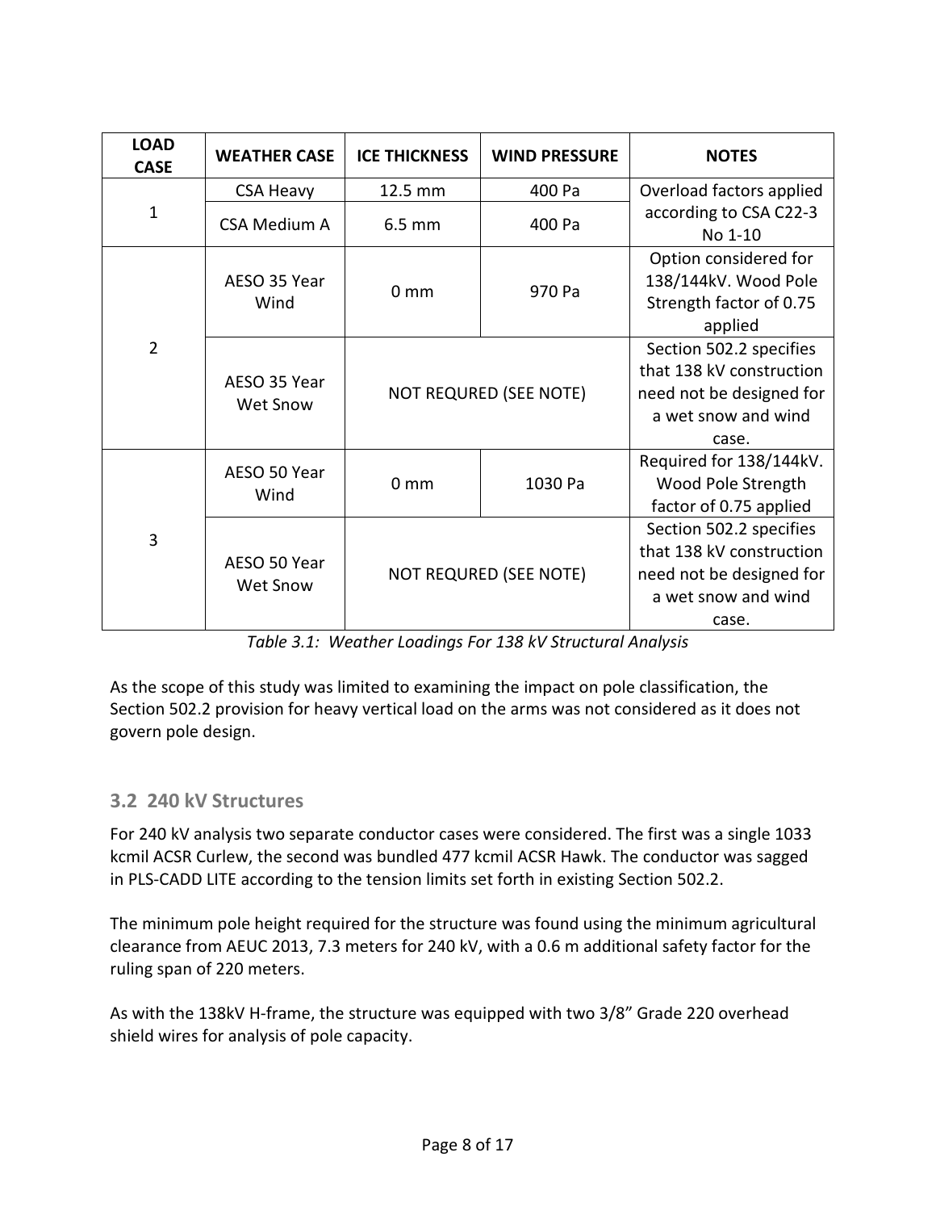| LOAD CASE | WEATHER CASE | ICE THICKNESS | WIND PRESSURE | NOTES |
|---|---|---|---|---|
| 1 | CSA Heavy | 12.5 mm | 400 Pa | Overload factors applied according to CSA C22-3 No 1-10 |
| | CSA Medium A | 6.5 mm | 400 Pa | |
| 2 | AESO 35 Year Wind | 0 mm | 970 Pa | Option considered for 138/144kV. Wood Pole Strength factor of 0.75 applied |
| | AESO 35 Year Wet Snow | NOT REQURED (SEE NOTE) | | Section 502.2 specifies that 138 kV construction need not be designed for a wet snow and wind case. |
| 3 | AESO 50 Year Wind | 0 mm | 1030 Pa | Required for 138/144kV. Wood Pole Strength factor of 0.75 applied |
| | AESO 50 Year Wet Snow | NOT REQURED (SEE NOTE) | | Section 502.2 specifies that 138 kV construction need not be designed for a wet snow and wind case. |

*Table 3.1: Weather Loadings For 138 kV Structural Analysis*

As the scope of this study was limited to examining the impact on pole classification, the Section 502.2 provision for heavy vertical load on the arms was not considered as it does not govern pole design.

## 3.2 240 kV Structures

For 240 kV analysis two separate conductor cases were considered. The first was a single 1033 kcmil ACSR Curlew, the second was bundled 477 kcmil ACSR Hawk. The conductor was sagged in PLS-CADD LITE according to the tension limits set forth in existing Section 502.2.

The minimum pole height required for the structure was found using the minimum agricultural clearance from AEUC 2013, 7.3 meters for 240 kV, with a 0.6 m additional safety factor for the ruling span of 220 meters.

As with the 138kV H-frame, the structure was equipped with two 3/8” Grade 220 overhead shield wires for analysis of pole capacity.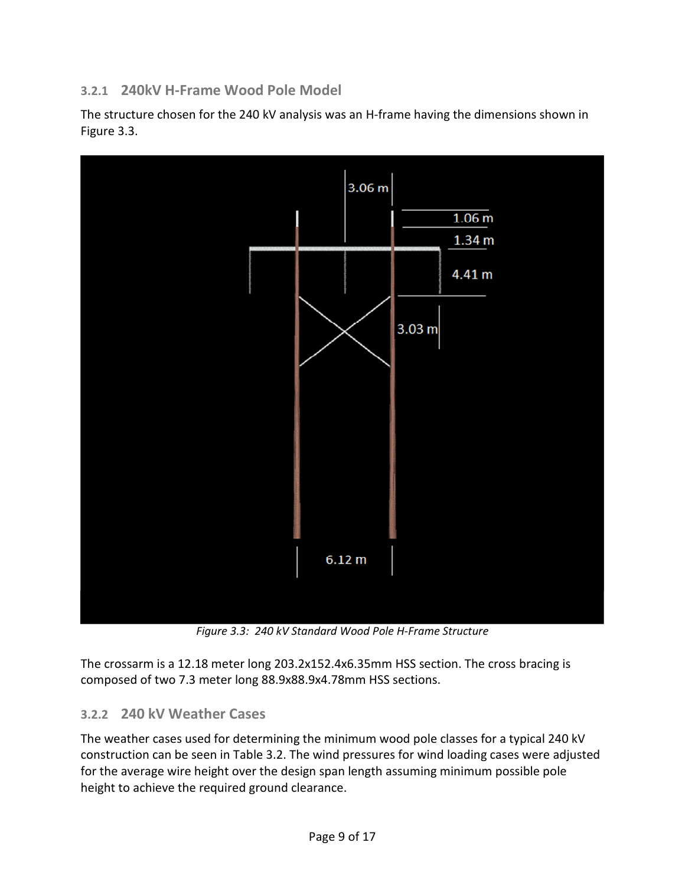### 3.2.1 240kV H-Frame Wood Pole Model

The structure chosen for the 240 kV analysis was an H-frame having the dimensions shown in Figure 3.3.

*Figure 3.3: 240 kV Standard Wood Pole H-Frame Structure*

The crossarm is a 12.18 meter long 203.2x152.4x6.35mm HSS section. The cross bracing is composed of two 7.3 meter long 88.9x88.9x4.78mm HSS sections.

### 3.2.2 240 kV Weather Cases

The weather cases used for determining the minimum wood pole classes for a typical 240 kV construction can be seen in Table 3.2. The wind pressures for wind loading cases were adjusted for the average wire height over the design span length assuming minimum possible pole height to achieve the required ground clearance.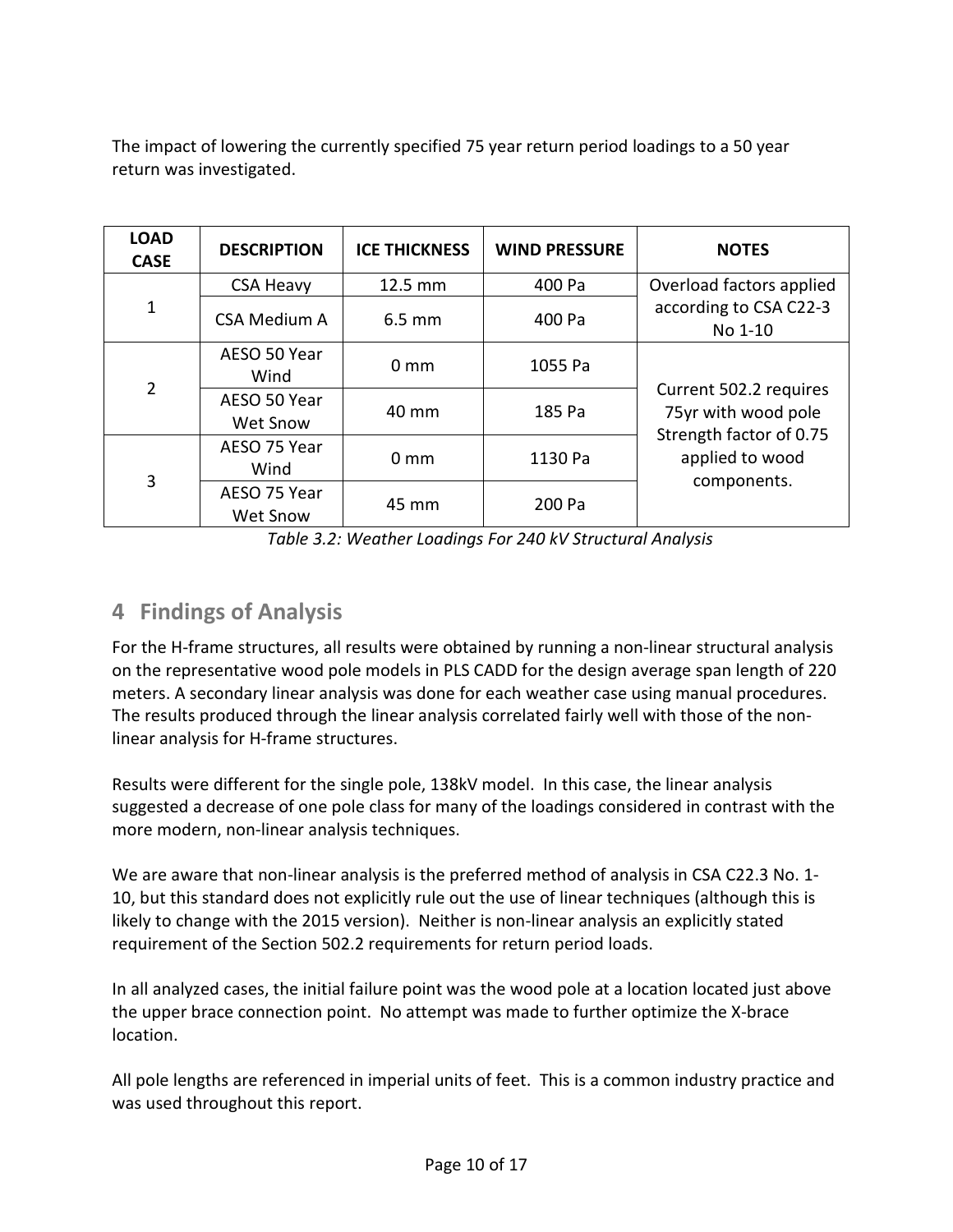The impact of lowering the currently specified 75 year return period loadings to a 50 year return was investigated.

| LOAD CASE | DESCRIPTION | ICE THICKNESS | WIND PRESSURE | NOTES |
|---|---|---|---|---|
| 1 | CSA Heavy | 12.5 mm | 400 Pa | Overload factors applied according to CSA C22-3 No 1-10 |
| | CSA Medium A | 6.5 mm | 400 Pa | |
| 2 | AESO 50 Year Wind | 0 mm | 1055 Pa | Current 502.2 requires 75yr with wood pole Strength factor of 0.75 applied to wood components. |
| | AESO 50 Year Wet Snow | 40 mm | 185 Pa | |
| 3 | AESO 75 Year Wind | 0 mm | 1130 Pa | |
| | AESO 75 Year Wet Snow | 45 mm | 200 Pa | |

*Table 3.2: Weather Loadings For 240 kV Structural Analysis*

# 4 Findings of Analysis

For the H-frame structures, all results were obtained by running a non-linear structural analysis on the representative wood pole models in PLS CADD for the design average span length of 220 meters. A secondary linear analysis was done for each weather case using manual procedures. The results produced through the linear analysis correlated fairly well with those of the non-linear analysis for H-frame structures.

Results were different for the single pole, 138kV model. In this case, the linear analysis suggested a decrease of one pole class for many of the loadings considered in contrast with the more modern, non-linear analysis techniques.

We are aware that non-linear analysis is the preferred method of analysis in CSA C22.3 No. 1-10, but this standard does not explicitly rule out the use of linear techniques (although this is likely to change with the 2015 version). Neither is non-linear analysis an explicitly stated requirement of the Section 502.2 requirements for return period loads.

In all analyzed cases, the initial failure point was the wood pole at a location located just above the upper brace connection point. No attempt was made to further optimize the X-brace location.

All pole lengths are referenced in imperial units of feet. This is a common industry practice and was used throughout this report.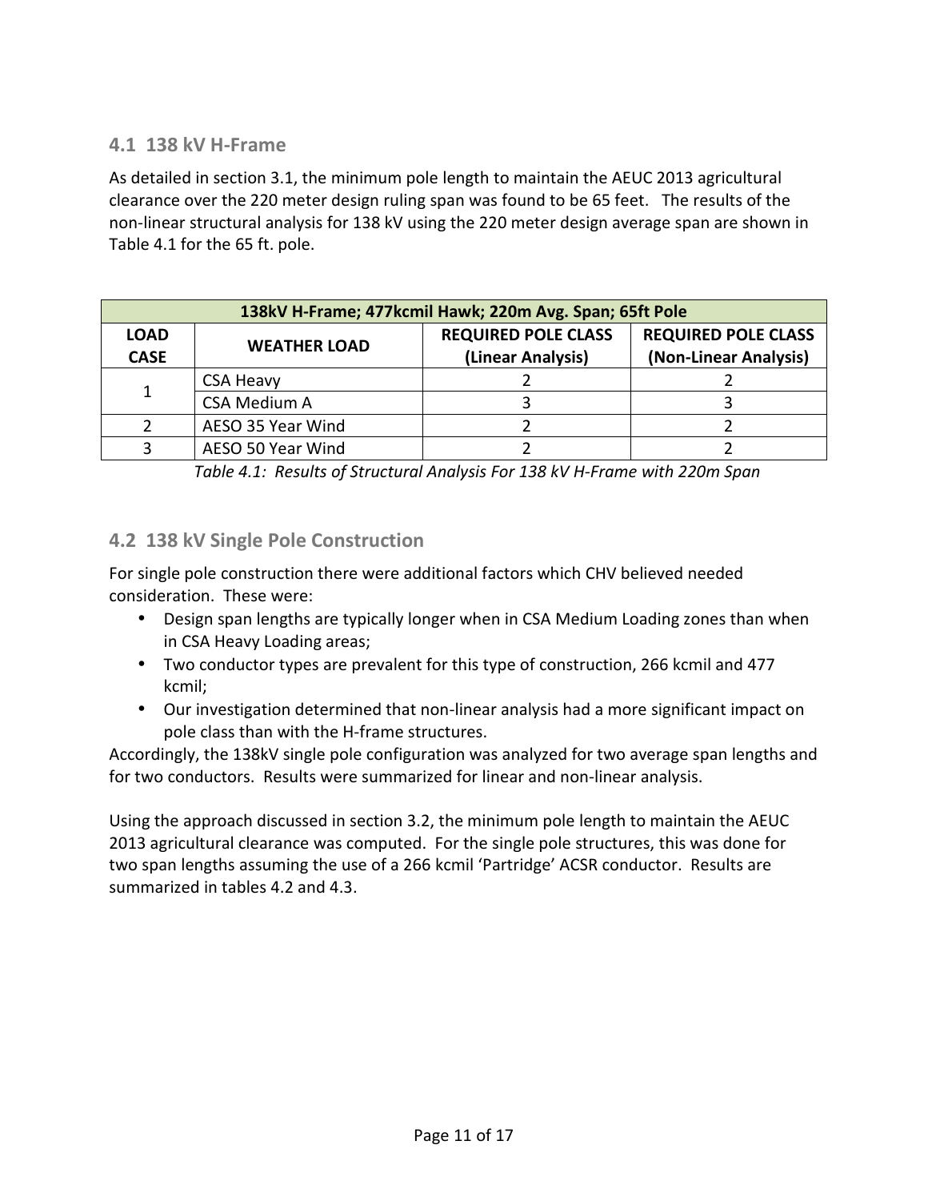### 4.1 138 kV H-Frame

As detailed in section 3.1, the minimum pole length to maintain the AEUC 2013 agricultural clearance over the 220 meter design ruling span was found to be 65 feet. The results of the non-linear structural analysis for 138 kV using the 220 meter design average span are shown in Table 4.1 for the 65 ft. pole.

| 138kV H-Frame; 477kcmil Hawk; 220m Avg. Span; 65ft Pole | | | |
|---|---|---|---|
| **LOAD CASE** | **WEATHER LOAD** | **REQUIRED POLE CLASS (Linear Analysis)** | **REQUIRED POLE CLASS (Non-Linear Analysis)** |
| 1 | CSA Heavy | 2 | 2 |
| | CSA Medium A | 3 | 3 |
| 2 | AESO 35 Year Wind | 2 | 2 |
| 3 | AESO 50 Year Wind | 2 | 2 |

*Table 4.1: Results of Structural Analysis For 138 kV H-Frame with 220m Span*

### 4.2 138 kV Single Pole Construction

For single pole construction there were additional factors which CHV believed needed consideration. These were:

- Design span lengths are typically longer when in CSA Medium Loading zones than when in CSA Heavy Loading areas;
- Two conductor types are prevalent for this type of construction, 266 kcmil and 477 kcmil;
- Our investigation determined that non-linear analysis had a more significant impact on pole class than with the H-frame structures.

Accordingly, the 138kV single pole configuration was analyzed for two average span lengths and for two conductors. Results were summarized for linear and non-linear analysis.

Using the approach discussed in section 3.2, the minimum pole length to maintain the AEUC 2013 agricultural clearance was computed. For the single pole structures, this was done for two span lengths assuming the use of a 266 kcmil 'Partridge' ACSR conductor. Results are summarized in tables 4.2 and 4.3.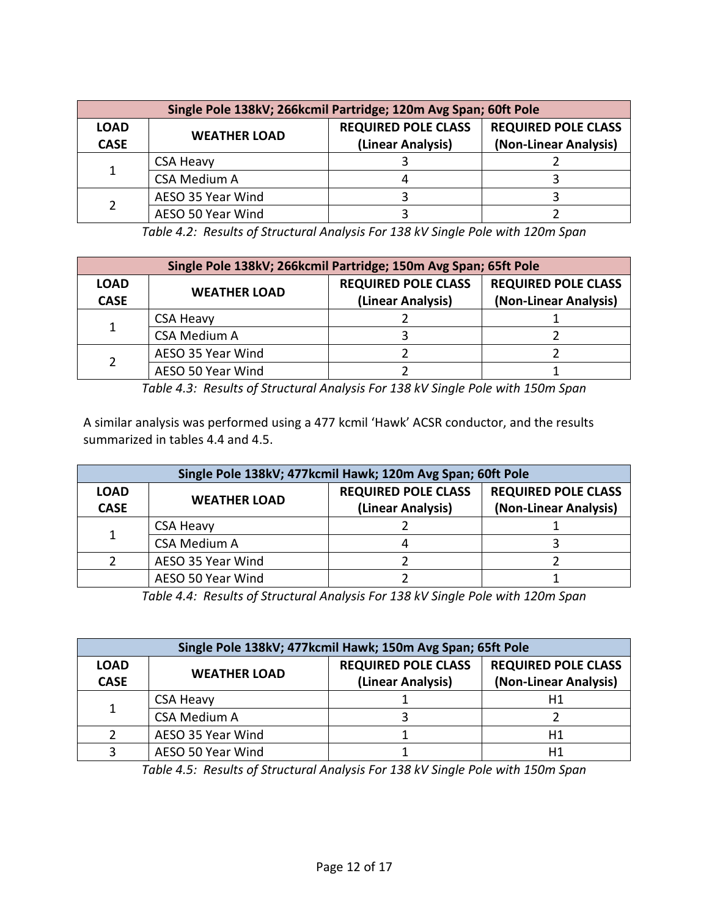| Single Pole 138kV; 266kcmil Partridge; 120m Avg Span; 60ft Pole | | | |
|---|---|---|---|
| **LOAD CASE** | **WEATHER LOAD** | **REQUIRED POLE CLASS (Linear Analysis)** | **REQUIRED POLE CLASS (Non-Linear Analysis)** |
| 1 | CSA Heavy | 3 | 2 |
| | CSA Medium A | 4 | 3 |
| 2 | AESO 35 Year Wind | 3 | 3 |
| | AESO 50 Year Wind | 3 | 2 |

*Table 4.2: Results of Structural Analysis For 138 kV Single Pole with 120m Span*

| Single Pole 138kV; 266kcmil Partridge; 150m Avg Span; 65ft Pole | | | |
|---|---|---|---|
| **LOAD CASE** | **WEATHER LOAD** | **REQUIRED POLE CLASS (Linear Analysis)** | **REQUIRED POLE CLASS (Non-Linear Analysis)** |
| 1 | CSA Heavy | 2 | 1 |
| | CSA Medium A | 3 | 2 |
| 2 | AESO 35 Year Wind | 2 | 2 |
| | AESO 50 Year Wind | 2 | 1 |

*Table 4.3: Results of Structural Analysis For 138 kV Single Pole with 150m Span*

A similar analysis was performed using a 477 kcmil 'Hawk' ACSR conductor, and the results summarized in tables 4.4 and 4.5.

| Single Pole 138kV; 477kcmil Hawk; 120m Avg Span; 60ft Pole | | | |
|---|---|---|---|
| **LOAD CASE** | **WEATHER LOAD** | **REQUIRED POLE CLASS (Linear Analysis)** | **REQUIRED POLE CLASS (Non-Linear Analysis)** |
| 1 | CSA Heavy | 2 | 1 |
| | CSA Medium A | 4 | 3 |
| 2 | AESO 35 Year Wind | 2 | 2 |
| | AESO 50 Year Wind | 2 | 1 |

*Table 4.4: Results of Structural Analysis For 138 kV Single Pole with 120m Span*

| Single Pole 138kV; 477kcmil Hawk; 150m Avg Span; 65ft Pole | | | |
|---|---|---|---|
| **LOAD CASE** | **WEATHER LOAD** | **REQUIRED POLE CLASS (Linear Analysis)** | **REQUIRED POLE CLASS (Non-Linear Analysis)** |
| 1 | CSA Heavy | 1 | H1 |
| | CSA Medium A | 3 | 2 |
| 2 | AESO 35 Year Wind | 1 | H1 |
| 3 | AESO 50 Year Wind | 1 | H1 |

*Table 4.5: Results of Structural Analysis For 138 kV Single Pole with 150m Span*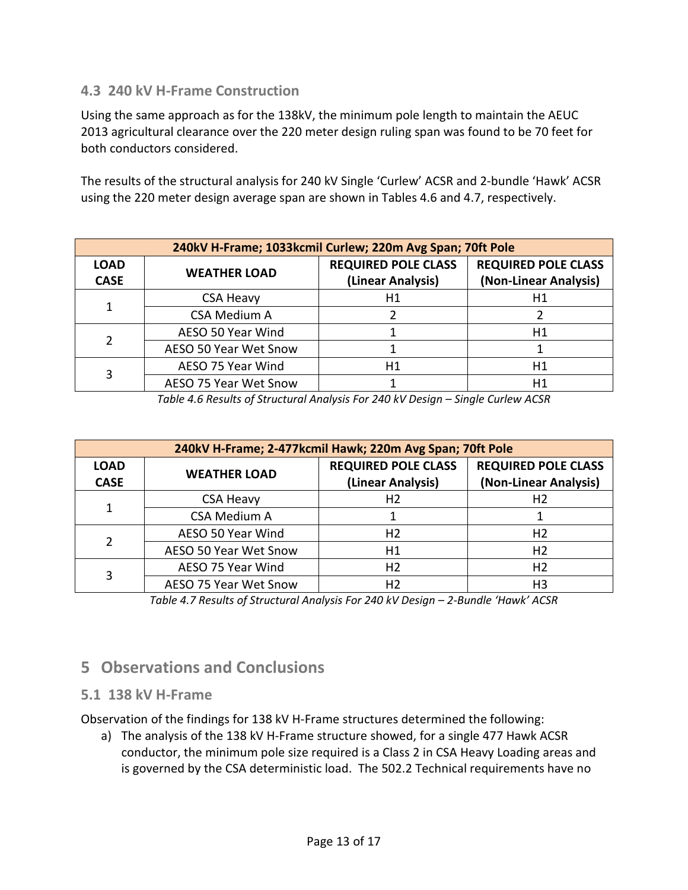### 4.3 240 kV H-Frame Construction

Using the same approach as for the 138kV, the minimum pole length to maintain the AEUC 2013 agricultural clearance over the 220 meter design ruling span was found to be 70 feet for both conductors considered.

The results of the structural analysis for 240 kV Single 'Curlew' ACSR and 2-bundle 'Hawk' ACSR using the 220 meter design average span are shown in Tables 4.6 and 4.7, respectively.

| **240kV H-Frame; 1033kcmil Curlew; 220m Avg Span; 70ft Pole** | | | |
|---|---|---|---|
| **LOAD CASE** | **WEATHER LOAD** | **REQUIRED POLE CLASS (Linear Analysis)** | **REQUIRED POLE CLASS (Non-Linear Analysis)** |
| 1 | CSA Heavy | H1 | H1 |
| | CSA Medium A | 2 | 2 |
| 2 | AESO 50 Year Wind | 1 | H1 |
| | AESO 50 Year Wet Snow | 1 | 1 |
| 3 | AESO 75 Year Wind | H1 | H1 |
| | AESO 75 Year Wet Snow | 1 | H1 |

*Table 4.6 Results of Structural Analysis For 240 kV Design – Single Curlew ACSR*

| **240kV H-Frame; 2-477kcmil Hawk; 220m Avg Span; 70ft Pole** | | | |
|---|---|---|---|
| **LOAD CASE** | **WEATHER LOAD** | **REQUIRED POLE CLASS (Linear Analysis)** | **REQUIRED POLE CLASS (Non-Linear Analysis)** |
| 1 | CSA Heavy | H2 | H2 |
| | CSA Medium A | 1 | 1 |
| 2 | AESO 50 Year Wind | H2 | H2 |
| | AESO 50 Year Wet Snow | H1 | H2 |
| 3 | AESO 75 Year Wind | H2 | H2 |
| | AESO 75 Year Wet Snow | H2 | H3 |

*Table 4.7 Results of Structural Analysis For 240 kV Design – 2-Bundle 'Hawk' ACSR*

## 5 Observations and Conclusions

### 5.1 138 kV H-Frame

Observation of the findings for 138 kV H-Frame structures determined the following:

a) The analysis of the 138 kV H-Frame structure showed, for a single 477 Hawk ACSR conductor, the minimum pole size required is a Class 2 in CSA Heavy Loading areas and is governed by the CSA deterministic load. The 502.2 Technical requirements have no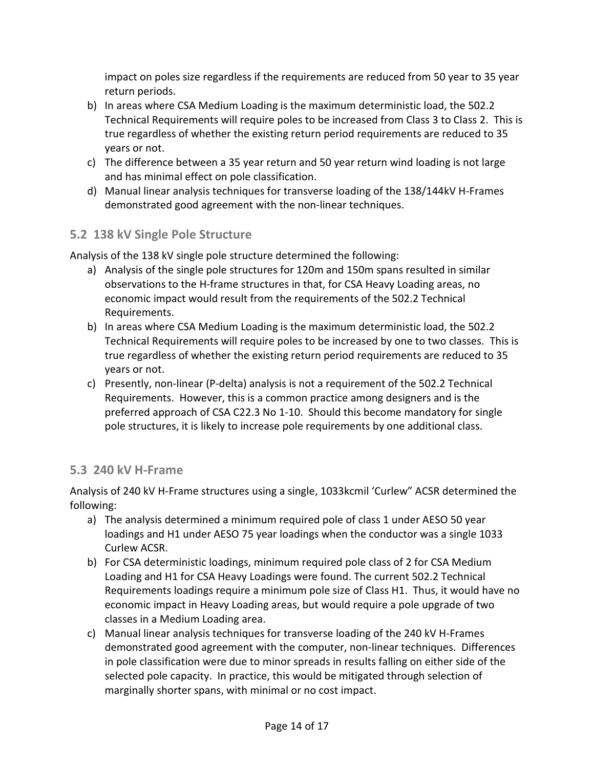impact on poles size regardless if the requirements are reduced from 50 year to 35 year return periods.

b) In areas where CSA Medium Loading is the maximum deterministic load, the 502.2 Technical Requirements will require poles to be increased from Class 3 to Class 2. This is true regardless of whether the existing return period requirements are reduced to 35 years or not.
c) The difference between a 35 year return and 50 year return wind loading is not large and has minimal effect on pole classification.
d) Manual linear analysis techniques for transverse loading of the 138/144kV H-Frames demonstrated good agreement with the non-linear techniques.

## 5.2 138 kV Single Pole Structure

Analysis of the 138 kV single pole structure determined the following:

a) Analysis of the single pole structures for 120m and 150m spans resulted in similar observations to the H-frame structures in that, for CSA Heavy Loading areas, no economic impact would result from the requirements of the 502.2 Technical Requirements.
b) In areas where CSA Medium Loading is the maximum deterministic load, the 502.2 Technical Requirements will require poles to be increased by one to two classes. This is true regardless of whether the existing return period requirements are reduced to 35 years or not.
c) Presently, non-linear (P-delta) analysis is not a requirement of the 502.2 Technical Requirements. However, this is a common practice among designers and is the preferred approach of CSA C22.3 No 1-10. Should this become mandatory for single pole structures, it is likely to increase pole requirements by one additional class.

## 5.3 240 kV H-Frame

Analysis of 240 kV H-Frame structures using a single, 1033kcmil 'Curlew" ACSR determined the following:

a) The analysis determined a minimum required pole of class 1 under AESO 50 year loadings and H1 under AESO 75 year loadings when the conductor was a single 1033 Curlew ACSR.
b) For CSA deterministic loadings, minimum required pole class of 2 for CSA Medium Loading and H1 for CSA Heavy Loadings were found. The current 502.2 Technical Requirements loadings require a minimum pole size of Class H1. Thus, it would have no economic impact in Heavy Loading areas, but would require a pole upgrade of two classes in a Medium Loading area.
c) Manual linear analysis techniques for transverse loading of the 240 kV H-Frames demonstrated good agreement with the computer, non-linear techniques. Differences in pole classification were due to minor spreads in results falling on either side of the selected pole capacity. In practice, this would be mitigated through selection of marginally shorter spans, with minimal or no cost impact.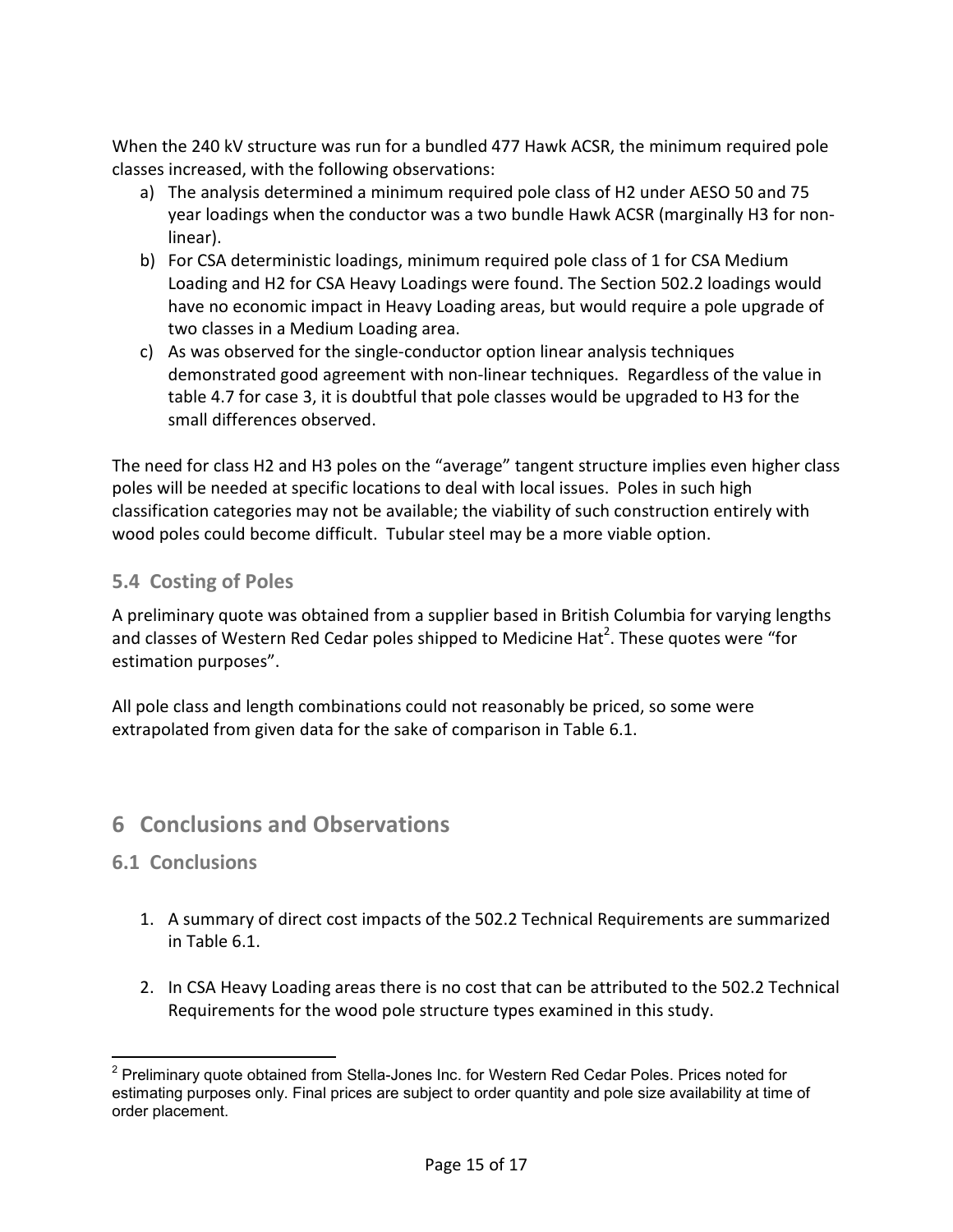When the 240 kV structure was run for a bundled 477 Hawk ACSR, the minimum required pole classes increased, with the following observations:

a) The analysis determined a minimum required pole class of H2 under AESO 50 and 75 year loadings when the conductor was a two bundle Hawk ACSR (marginally H3 for non-linear).
b) For CSA deterministic loadings, minimum required pole class of 1 for CSA Medium Loading and H2 for CSA Heavy Loadings were found. The Section 502.2 loadings would have no economic impact in Heavy Loading areas, but would require a pole upgrade of two classes in a Medium Loading area.
c) As was observed for the single-conductor option linear analysis techniques demonstrated good agreement with non-linear techniques. Regardless of the value in table 4.7 for case 3, it is doubtful that pole classes would be upgraded to H3 for the small differences observed.

The need for class H2 and H3 poles on the "average" tangent structure implies even higher class poles will be needed at specific locations to deal with local issues. Poles in such high classification categories may not be available; the viability of such construction entirely with wood poles could become difficult. Tubular steel may be a more viable option.

### 5.4 Costing of Poles

A preliminary quote was obtained from a supplier based in British Columbia for varying lengths and classes of Western Red Cedar poles shipped to Medicine Hat[2]. These quotes were "for estimation purposes".

All pole class and length combinations could not reasonably be priced, so some were extrapolated from given data for the sake of comparison in Table 6.1.

## 6 Conclusions and Observations

### 6.1 Conclusions

1. A summary of direct cost impacts of the 502.2 Technical Requirements are summarized in Table 6.1.
2. In CSA Heavy Loading areas there is no cost that can be attributed to the 502.2 Technical Requirements for the wood pole structure types examined in this study.

[2] Preliminary quote obtained from Stella-Jones Inc. for Western Red Cedar Poles. Prices noted for estimating purposes only. Final prices are subject to order quantity and pole size availability at time of order placement.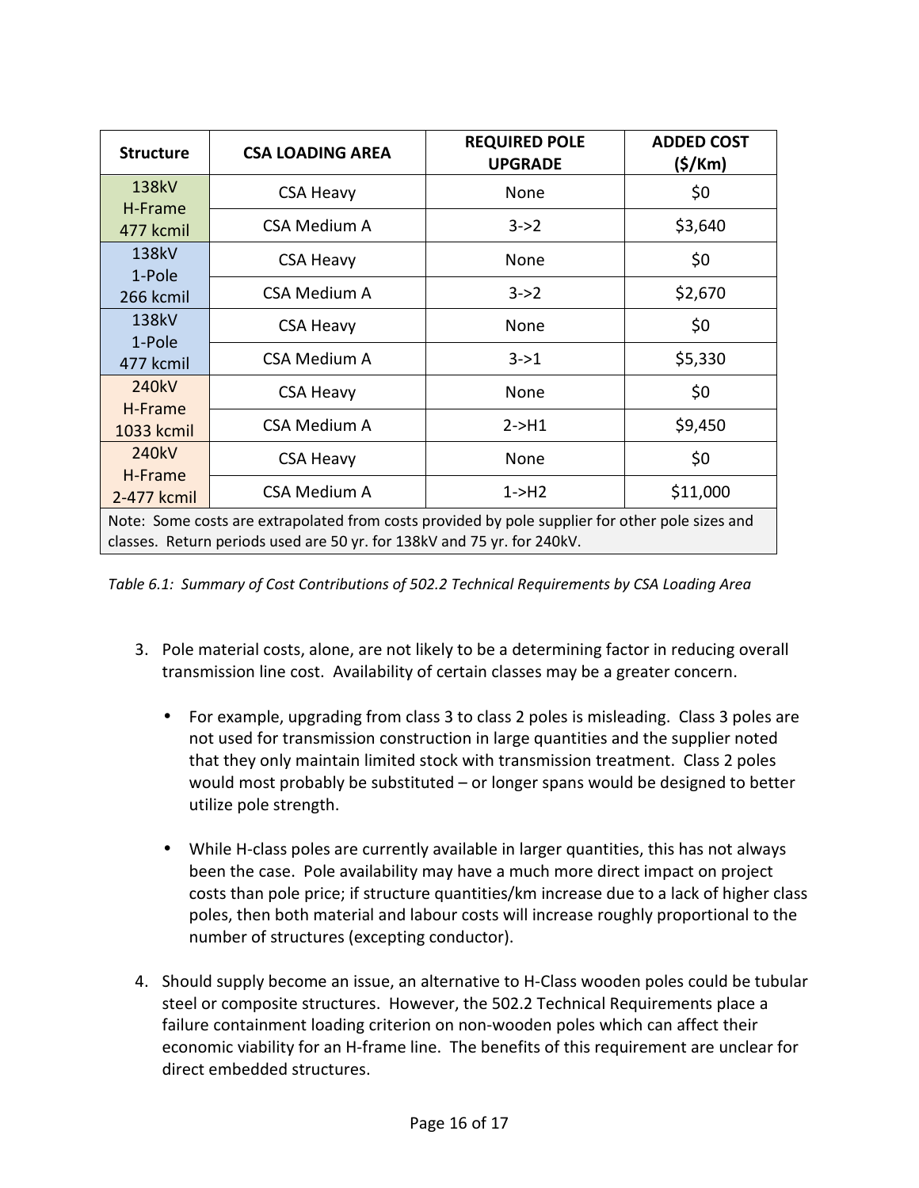| Structure | CSA LOADING AREA | REQUIRED POLE UPGRADE | ADDED COST ($/Km) |
|---|---|---|---|
| 138kV H-Frame 477 kcmil | CSA Heavy | None | $0 |
| | CSA Medium A | 3->2 | $3,640 |
| 138kV 1-Pole 266 kcmil | CSA Heavy | None | $0 |
| | CSA Medium A | 3->2 | $2,670 |
| 138kV 1-Pole 477 kcmil | CSA Heavy | None | $0 |
| | CSA Medium A | 3->1 | $5,330 |
| 240kV H-Frame 1033 kcmil | CSA Heavy | None | $0 |
| | CSA Medium A | 2->H1 | $9,450 |
| 240kV H-Frame 2-477 kcmil | CSA Heavy | None | $0 |
| | CSA Medium A | 1->H2 | $11,000 |
| Note: Some costs are extrapolated from costs provided by pole supplier for other pole sizes and classes. Return periods used are 50 yr. for 138kV and 75 yr. for 240kV. | | | |

*Table 6.1: Summary of Cost Contributions of 502.2 Technical Requirements by CSA Loading Area*

3. Pole material costs, alone, are not likely to be a determining factor in reducing overall transmission line cost. Availability of certain classes may be a greater concern.

   - For example, upgrading from class 3 to class 2 poles is misleading. Class 3 poles are not used for transmission construction in large quantities and the supplier noted that they only maintain limited stock with transmission treatment. Class 2 poles would most probably be substituted – or longer spans would be designed to better utilize pole strength.

   - While H-class poles are currently available in larger quantities, this has not always been the case. Pole availability may have a much more direct impact on project costs than pole price; if structure quantities/km increase due to a lack of higher class poles, then both material and labour costs will increase roughly proportional to the number of structures (excepting conductor).

4. Should supply become an issue, an alternative to H-Class wooden poles could be tubular steel or composite structures. However, the 502.2 Technical Requirements place a failure containment loading criterion on non-wooden poles which can affect their economic viability for an H-frame line. The benefits of this requirement are unclear for direct embedded structures.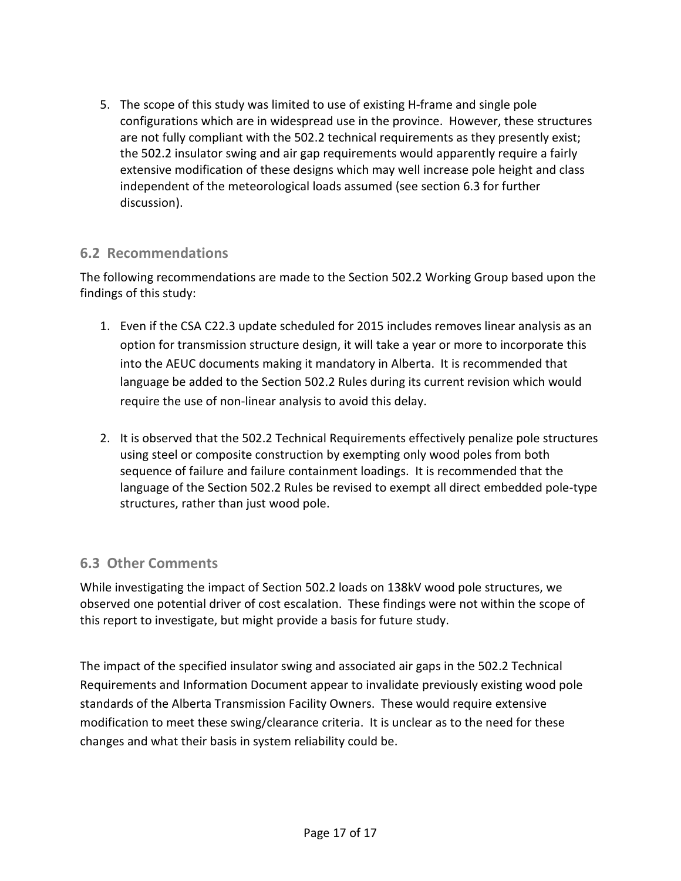5. The scope of this study was limited to use of existing H-frame and single pole configurations which are in widespread use in the province. However, these structures are not fully compliant with the 502.2 technical requirements as they presently exist; the 502.2 insulator swing and air gap requirements would apparently require a fairly extensive modification of these designs which may well increase pole height and class independent of the meteorological loads assumed (see section 6.3 for further discussion).

## 6.2 Recommendations

The following recommendations are made to the Section 502.2 Working Group based upon the findings of this study:

1. Even if the CSA C22.3 update scheduled for 2015 includes removes linear analysis as an option for transmission structure design, it will take a year or more to incorporate this into the AEUC documents making it mandatory in Alberta. It is recommended that language be added to the Section 502.2 Rules during its current revision which would require the use of non-linear analysis to avoid this delay.

2. It is observed that the 502.2 Technical Requirements effectively penalize pole structures using steel or composite construction by exempting only wood poles from both sequence of failure and failure containment loadings. It is recommended that the language of the Section 502.2 Rules be revised to exempt all direct embedded pole-type structures, rather than just wood pole.

## 6.3 Other Comments

While investigating the impact of Section 502.2 loads on 138kV wood pole structures, we observed one potential driver of cost escalation. These findings were not within the scope of this report to investigate, but might provide a basis for future study.

The impact of the specified insulator swing and associated air gaps in the 502.2 Technical Requirements and Information Document appear to invalidate previously existing wood pole standards of the Alberta Transmission Facility Owners. These would require extensive modification to meet these swing/clearance criteria. It is unclear as to the need for these changes and what their basis in system reliability could be.